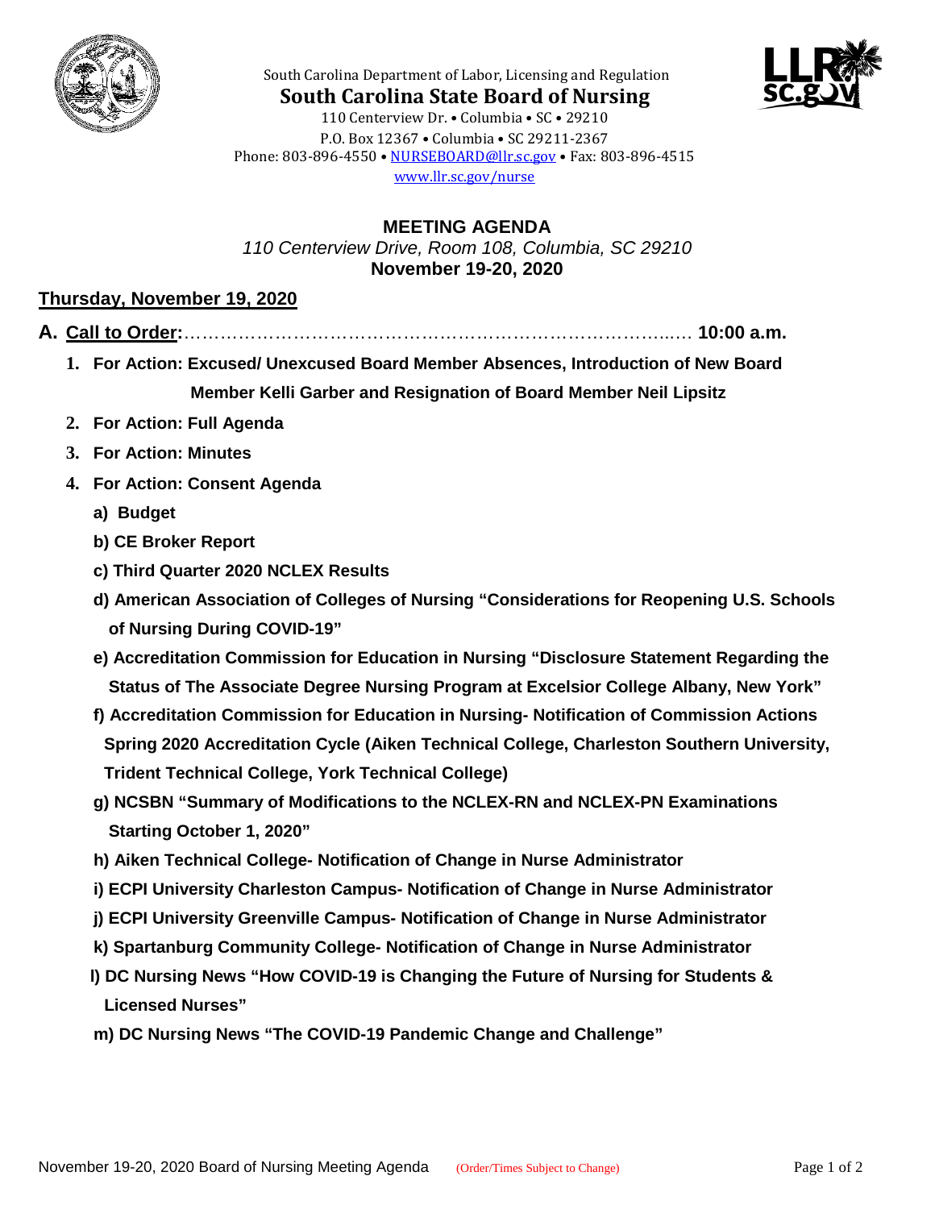South Carolina Department of Labor, Licensing and Regulation

# South Carolina State Board of Nursing

110 Centerview Dr. • Columbia • SC • 29210
P.O. Box 12367 • Columbia • SC 29211-2367
Phone: 803-896-4550 • NURSEBOARD@llr.sc.gov • Fax: 803-896-4515
www.llr.sc.gov/nurse

## MEETING AGENDA

*110 Centerview Drive, Room 108, Columbia, SC 29210*

**November 19-20, 2020**

### Thursday, November 19, 2020

**A. Call to Order:**……………………………………………………………………..… **10:00 a.m.**

1. **For Action: Excused/ Unexcused Board Member Absences, Introduction of New Board Member Kelli Garber and Resignation of Board Member Neil Lipsitz**
2. **For Action: Full Agenda**
3. **For Action: Minutes**
4. **For Action: Consent Agenda**
   - **a) Budget**
   - **b) CE Broker Report**
   - **c) Third Quarter 2020 NCLEX Results**
   - **d) American Association of Colleges of Nursing "Considerations for Reopening U.S. Schools of Nursing During COVID-19"**
   - **e) Accreditation Commission for Education in Nursing "Disclosure Statement Regarding the Status of The Associate Degree Nursing Program at Excelsior College Albany, New York"**
   - **f) Accreditation Commission for Education in Nursing- Notification of Commission Actions Spring 2020 Accreditation Cycle (Aiken Technical College, Charleston Southern University, Trident Technical College, York Technical College)**
   - **g) NCSBN "Summary of Modifications to the NCLEX-RN and NCLEX-PN Examinations Starting October 1, 2020"**
   - **h) Aiken Technical College- Notification of Change in Nurse Administrator**
   - **i) ECPI University Charleston Campus- Notification of Change in Nurse Administrator**
   - **j) ECPI University Greenville Campus- Notification of Change in Nurse Administrator**
   - **k) Spartanburg Community College- Notification of Change in Nurse Administrator**
   - **l) DC Nursing News "How COVID-19 is Changing the Future of Nursing for Students & Licensed Nurses"**
   - **m) DC Nursing News "The COVID-19 Pandemic Change and Challenge"**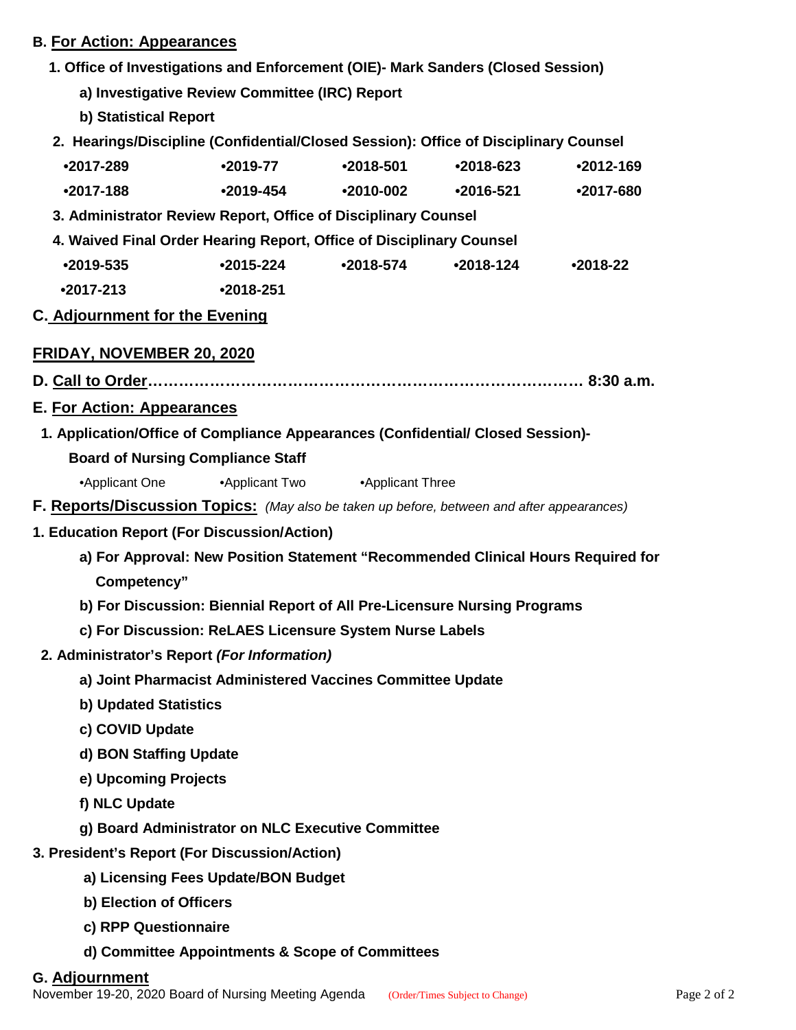**B. For Action: Appearances**

1. **Office of Investigations and Enforcement (OIE)- Mark Sanders (Closed Session)**
   - **a) Investigative Review Committee (IRC) Report**
   - **b) Statistical Report**
2. **Hearings/Discipline (Confidential/Closed Session): Office of Disciplinary Counsel**

| | | | | |
|---|---|---|---|---|
| **•2017-289** | **•2019-77** | **•2018-501** | **•2018-623** | **•2012-169** |
| **•2017-188** | **•2019-454** | **•2010-002** | **•2016-521** | **•2017-680** |

3. **Administrator Review Report, Office of Disciplinary Counsel**
4. **Waived Final Order Hearing Report, Office of Disciplinary Counsel**

| | | | | |
|---|---|---|---|---|
| **•2019-535** | **•2015-224** | **•2018-574** | **•2018-124** | **•2018-22** |
| **•2017-213** | **•2018-251** | | | |

**C. Adjournment for the Evening**

## FRIDAY, NOVEMBER 20, 2020

**D. Call to Order………………………………………………………………………. 8:30 a.m.**

**E. For Action: Appearances**

1. **Application/Office of Compliance Appearances (Confidential/ Closed Session)- Board of Nursing Compliance Staff**

   •Applicant One •Applicant Two •Applicant Three

**F. Reports/Discussion Topics:** *(May also be taken up before, between and after appearances)*

1. **Education Report (For Discussion/Action)**
   - **a) For Approval: New Position Statement "Recommended Clinical Hours Required for Competency"**
   - **b) For Discussion: Biennial Report of All Pre-Licensure Nursing Programs**
   - **c) For Discussion: ReLAES Licensure System Nurse Labels**
2. **Administrator's Report *(For Information)***
   - **a) Joint Pharmacist Administered Vaccines Committee Update**
   - **b) Updated Statistics**
   - **c) COVID Update**
   - **d) BON Staffing Update**
   - **e) Upcoming Projects**
   - **f) NLC Update**
   - **g) Board Administrator on NLC Executive Committee**
3. **President's Report (For Discussion/Action)**
   - **a) Licensing Fees Update/BON Budget**
   - **b) Election of Officers**
   - **c) RPP Questionnaire**
   - **d) Committee Appointments & Scope of Committees**

**G. Adjournment**